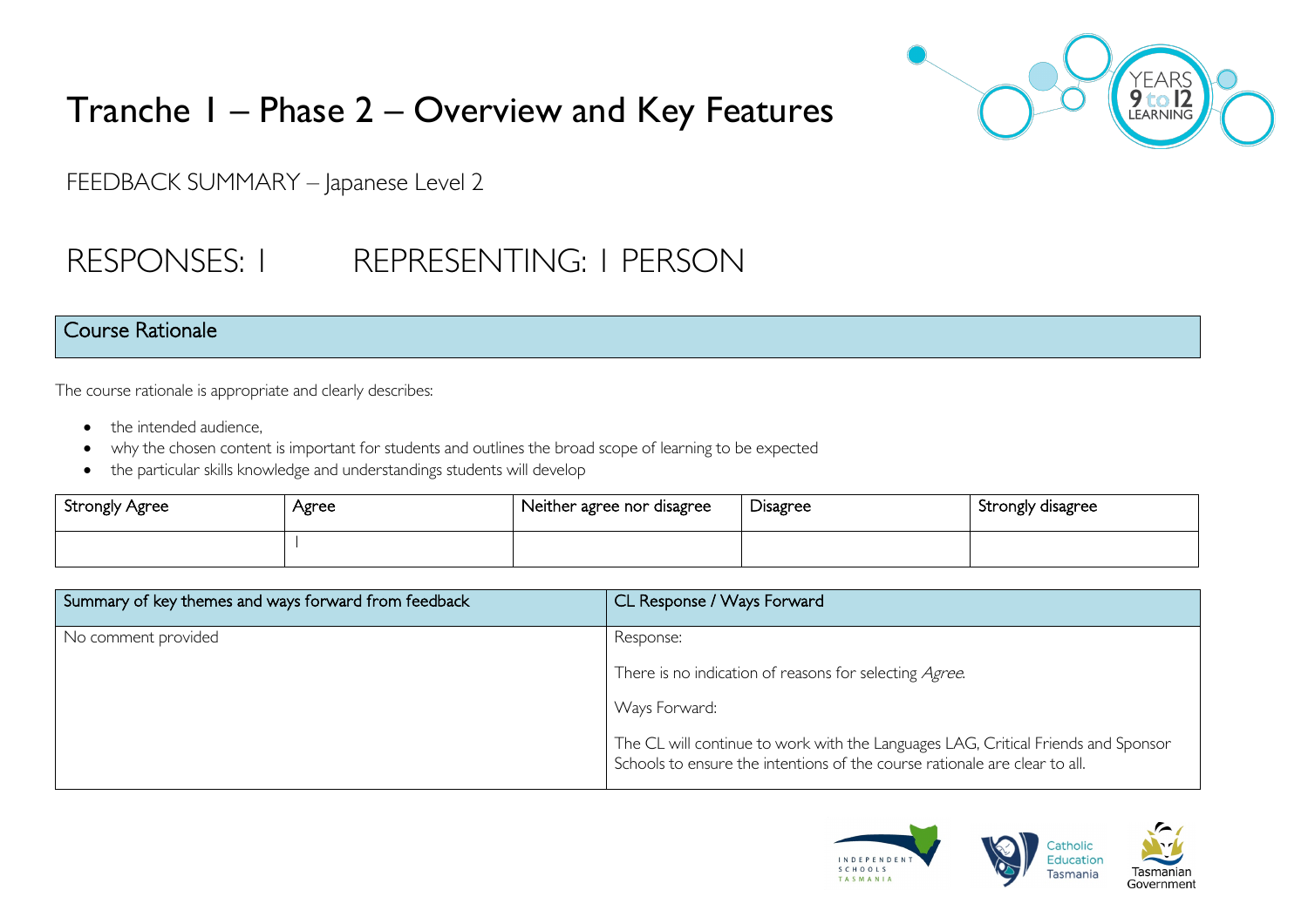# Tranche 1 – Phase 2 – Overview and Key Features

FEEDBACK SUMMARY – Japanese Level 2

## RESPONSES: 1 REPRESENTING: 1 PERSON

### Course Rationale

The course rationale is appropriate and clearly describes:

- the intended audience,
- why the chosen content is important for students and outlines the broad scope of learning to be expected
- the particular skills knowledge and understandings students will develop

| Strongly Agree | Agree | Neither agree nor disagree | Disagree | Strongly disagree |
|---|---|---|---|---|
| | 1 | | | |

| Summary of key themes and ways forward from feedback | CL Response / Ways Forward |
|---|---|
| No comment provided | Response:<br><br>There is no indication of reasons for selecting *Agree*.<br><br>Ways Forward:<br><br>The CL will continue to work with the Languages LAG, Critical Friends and Sponsor Schools to ensure the intentions of the course rationale are clear to all. |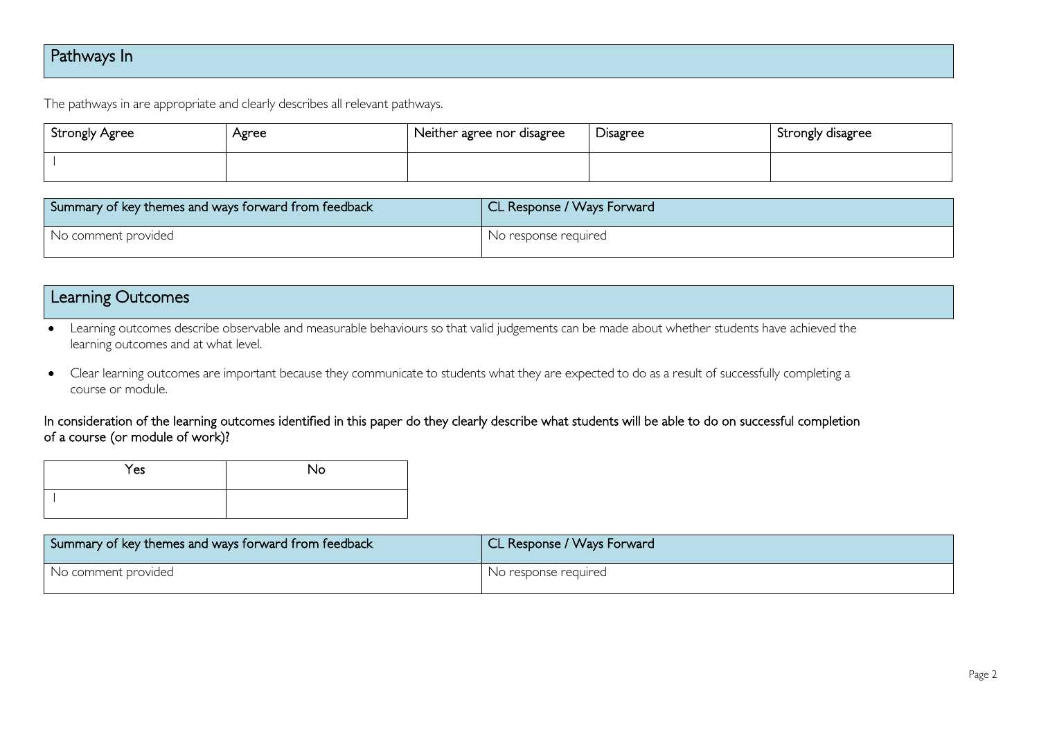## Pathways In

The pathways in are appropriate and clearly describes all relevant pathways.

| Strongly Agree | Agree | Neither agree nor disagree | Disagree | Strongly disagree |
|---|---|---|---|---|
| 1 | | | | |

| Summary of key themes and ways forward from feedback | CL Response / Ways Forward |
|---|---|
| No comment provided | No response required |

## Learning Outcomes

- Learning outcomes describe observable and measurable behaviours so that valid judgements can be made about whether students have achieved the learning outcomes and at what level.
- Clear learning outcomes are important because they communicate to students what they are expected to do as a result of successfully completing a course or module.

In consideration of the learning outcomes identified in this paper do they clearly describe what students will be able to do on successful completion of a course (or module of work)?

| Yes | No |
|---|---|
| 1 | |

| Summary of key themes and ways forward from feedback | CL Response / Ways Forward |
|---|---|
| No comment provided | No response required |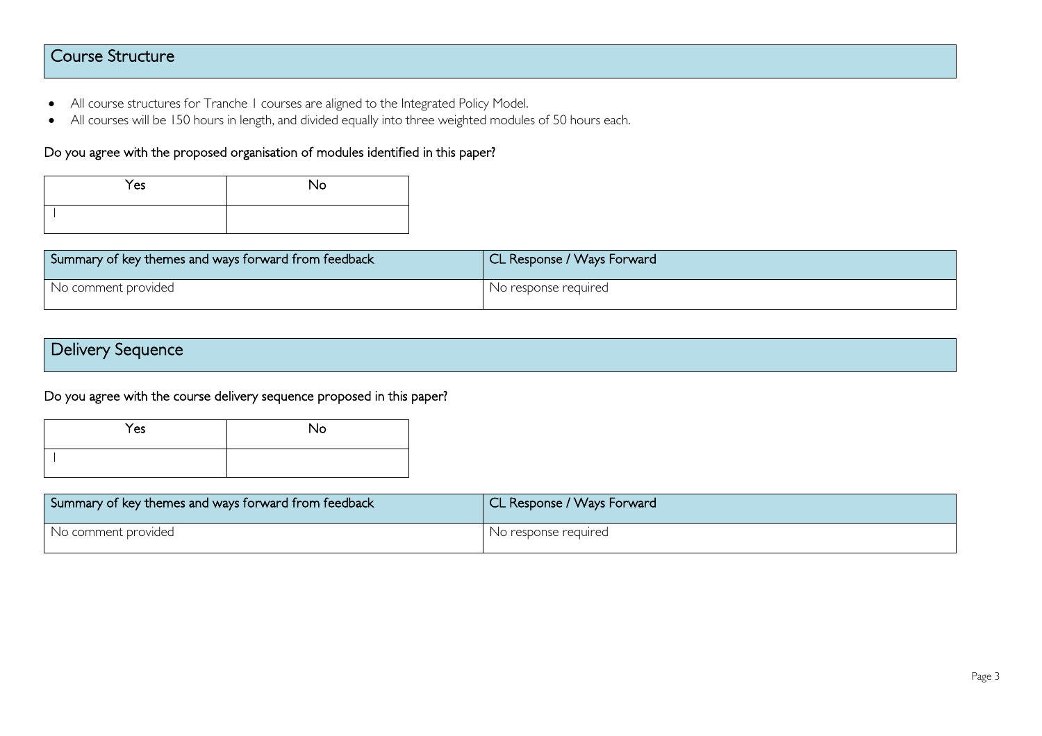## Course Structure

- All course structures for Tranche 1 courses are aligned to the Integrated Policy Model.
- All courses will be 150 hours in length, and divided equally into three weighted modules of 50 hours each.

### Do you agree with the proposed organisation of modules identified in this paper?

| Yes | No |
|---|---|
| 1 | |

| Summary of key themes and ways forward from feedback | CL Response / Ways Forward |
|---|---|
| No comment provided | No response required |

## Delivery Sequence

### Do you agree with the course delivery sequence proposed in this paper?

| Yes | No |
|---|---|
| 1 | |

| Summary of key themes and ways forward from feedback | CL Response / Ways Forward |
|---|---|
| No comment provided | No response required |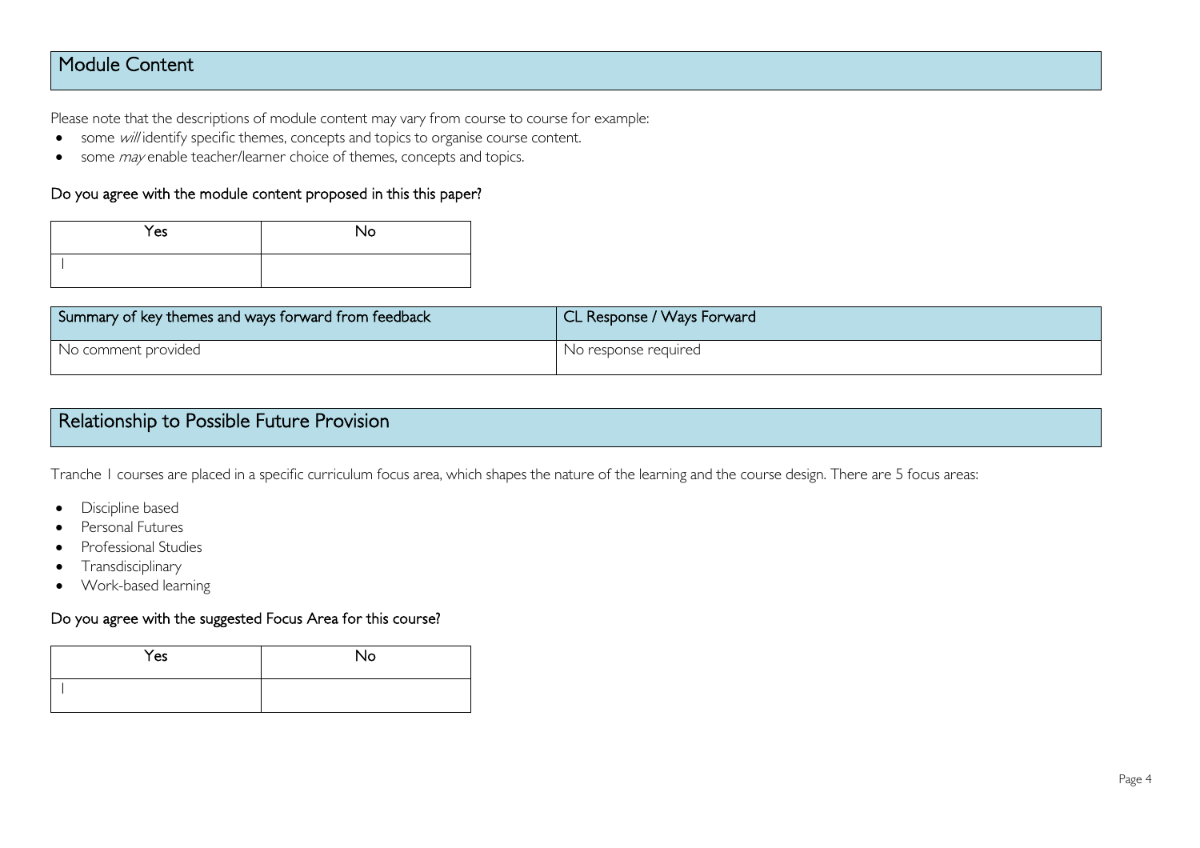## Module Content

Please note that the descriptions of module content may vary from course to course for example:

- some *will* identify specific themes, concepts and topics to organise course content.
- some *may* enable teacher/learner choice of themes, concepts and topics.

### Do you agree with the module content proposed in this this paper?

| Yes | No |
|---|---|
| 1 | |

| Summary of key themes and ways forward from feedback | CL Response / Ways Forward |
|---|---|
| No comment provided | No response required |

## Relationship to Possible Future Provision

Tranche 1 courses are placed in a specific curriculum focus area, which shapes the nature of the learning and the course design. There are 5 focus areas:

- Discipline based
- Personal Futures
- Professional Studies
- Transdisciplinary
- Work-based learning

### Do you agree with the suggested Focus Area for this course?

| Yes | No |
|---|---|
| 1 | |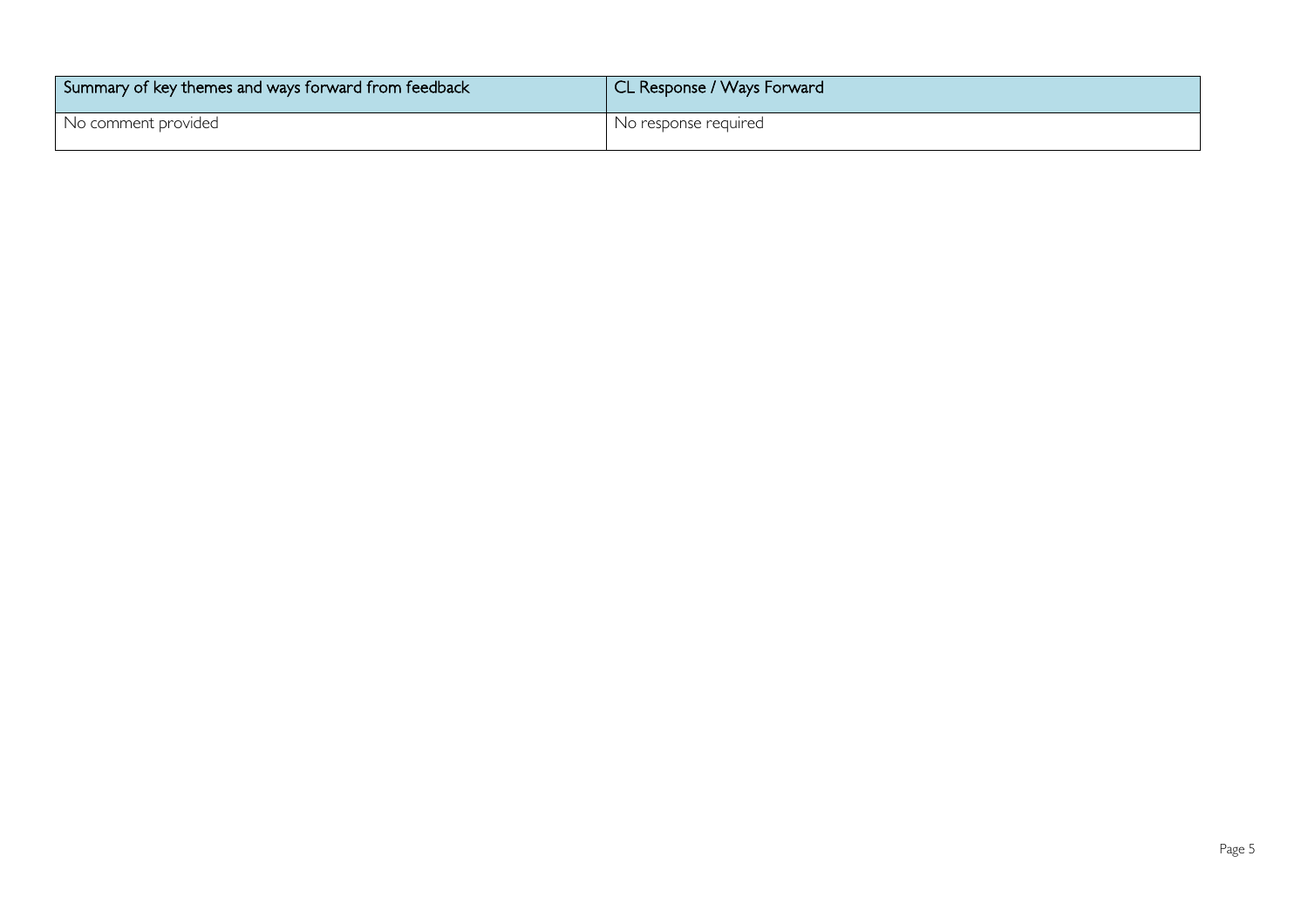| Summary of key themes and ways forward from feedback | CL Response / Ways Forward |
| --- | --- |
| No comment provided | No response required |